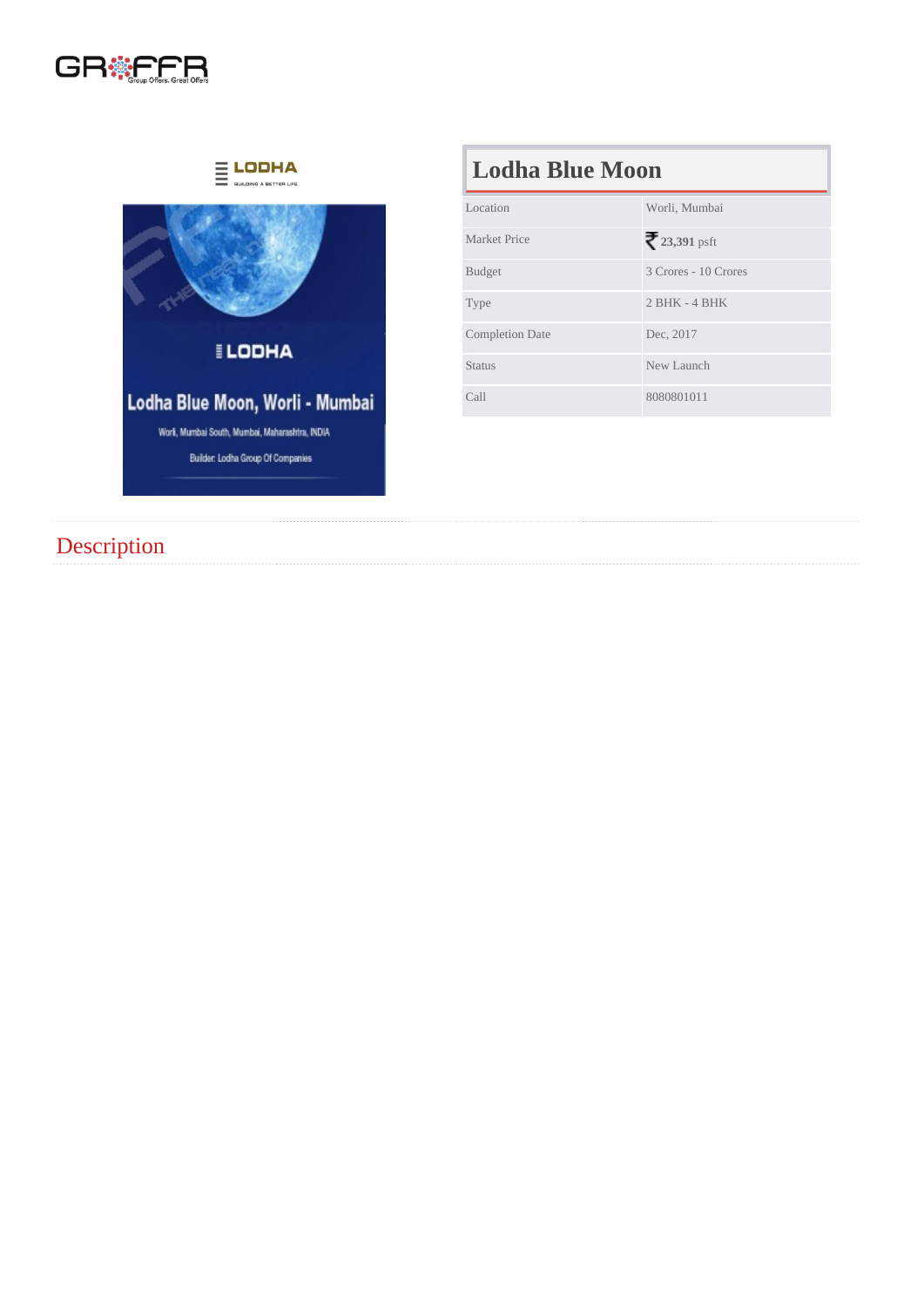# Lodha Blue Moon

| | |
|---|---|
| Location | Worli, Mumbai |
| Market Price | ₹ **23,391** psft |
| Budget | 3 Crores - 10 Crores |
| Type | 2 BHK - 4 BHK |
| Completion Date | Dec, 2017 |
| Status | New Launch |
| Call | 8080801011 |

## Description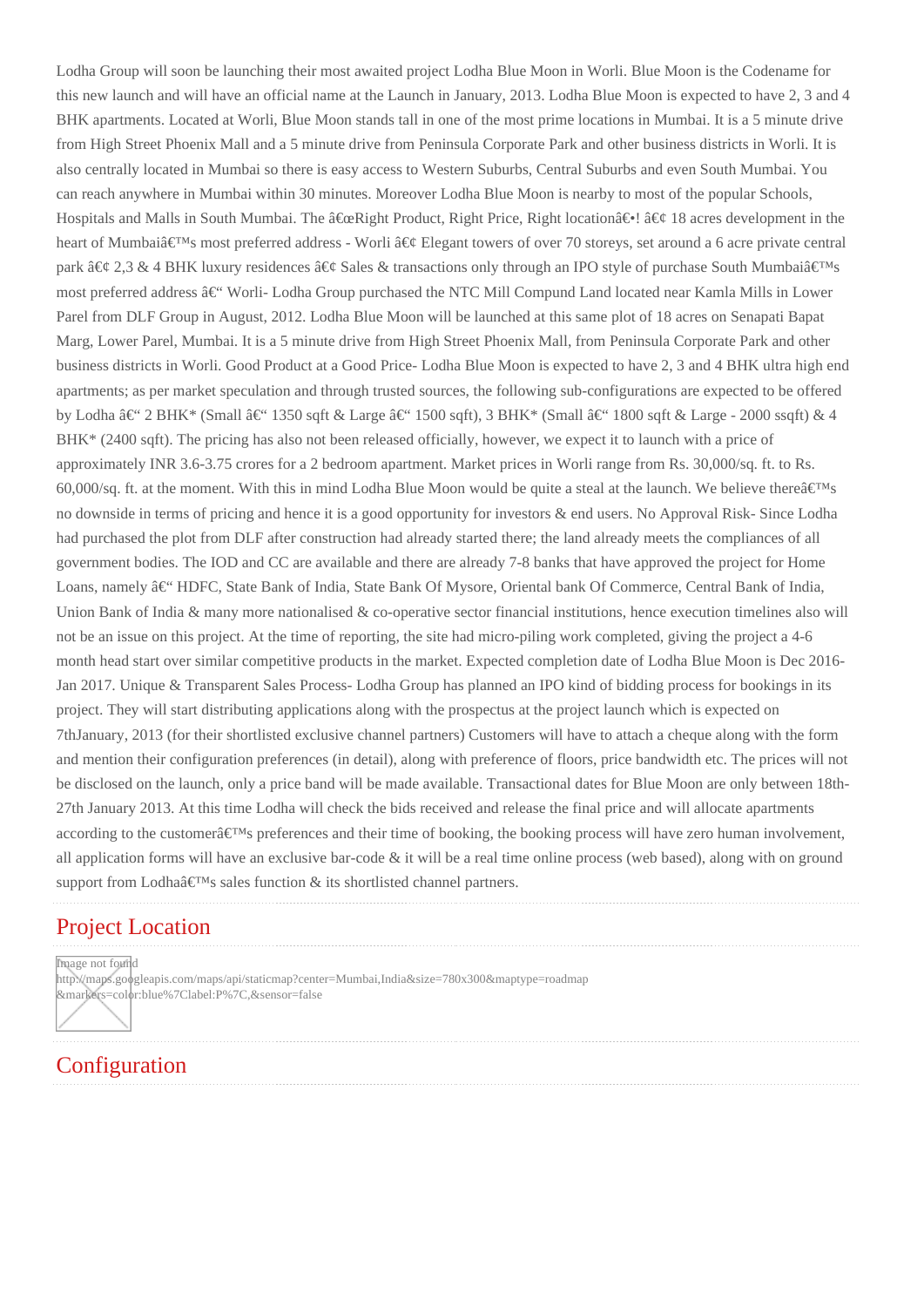Lodha Group will soon be launching their most awaited project Lodha Blue Moon in Worli. Blue Moon is the Codename for this new launch and will have an official name at the Launch in January, 2013. Lodha Blue Moon is expected to have 2, 3 and 4 BHK apartments. Located at Worli, Blue Moon stands tall in one of the most prime locations in Mumbai. It is a 5 minute drive from High Street Phoenix Mall and a 5 minute drive from Peninsula Corporate Park and other business districts in Worli. It is also centrally located in Mumbai so there is easy access to Western Suburbs, Central Suburbs and even South Mumbai. You can reach anywhere in Mumbai within 30 minutes. Moreover Lodha Blue Moon is nearby to most of the popular Schools, Hospitals and Malls in South Mumbai. The â€œRight Product, Right Price, Right locationâ€•! â€¢ 18 acres development in the heart of Mumbaiâ€™s most preferred address - Worli â€¢ Elegant towers of over 70 storeys, set around a 6 acre private central park â€¢ 2,3 & 4 BHK luxury residences â€¢ Sales & transactions only through an IPO style of purchase South Mumbaiâ€™s most preferred address â€“ Worli- Lodha Group purchased the NTC Mill Compund Land located near Kamla Mills in Lower Parel from DLF Group in August, 2012. Lodha Blue Moon will be launched at this same plot of 18 acres on Senapati Bapat Marg, Lower Parel, Mumbai. It is a 5 minute drive from High Street Phoenix Mall, from Peninsula Corporate Park and other business districts in Worli. Good Product at a Good Price- Lodha Blue Moon is expected to have 2, 3 and 4 BHK ultra high end apartments; as per market speculation and through trusted sources, the following sub-configurations are expected to be offered by Lodha â€“ 2 BHK* (Small â€“ 1350 sqft & Large â€“ 1500 sqft), 3 BHK* (Small â€“ 1800 sqft & Large - 2000 ssqft) & 4 BHK* (2400 sqft). The pricing has also not been released officially, however, we expect it to launch with a price of approximately INR 3.6-3.75 crores for a 2 bedroom apartment. Market prices in Worli range from Rs. 30,000/sq. ft. to Rs. 60,000/sq. ft. at the moment. With this in mind Lodha Blue Moon would be quite a steal at the launch. We believe thereâ€™s no downside in terms of pricing and hence it is a good opportunity for investors & end users. No Approval Risk- Since Lodha had purchased the plot from DLF after construction had already started there; the land already meets the compliances of all government bodies. The IOD and CC are available and there are already 7-8 banks that have approved the project for Home Loans, namely â€“ HDFC, State Bank of India, State Bank Of Mysore, Oriental bank Of Commerce, Central Bank of India, Union Bank of India & many more nationalised & co-operative sector financial institutions, hence execution timelines also will not be an issue on this project. At the time of reporting, the site had micro-piling work completed, giving the project a 4-6 month head start over similar competitive products in the market. Expected completion date of Lodha Blue Moon is Dec 2016-Jan 2017. Unique & Transparent Sales Process- Lodha Group has planned an IPO kind of bidding process for bookings in its project. They will start distributing applications along with the prospectus at the project launch which is expected on 7thJanuary, 2013 (for their shortlisted exclusive channel partners) Customers will have to attach a cheque along with the form and mention their configuration preferences (in detail), along with preference of floors, price bandwidth etc. The prices will not be disclosed on the launch, only a price band will be made available. Transactional dates for Blue Moon are only between 18th-27th January 2013. At this time Lodha will check the bids received and release the final price and will allocate apartments according to the customerâ€™s preferences and their time of booking, the booking process will have zero human involvement, all application forms will have an exclusive bar-code & it will be a real time online process (web based), along with on ground support from Lodhaâ€™s sales function & its shortlisted channel partners.

## Project Location

Image not found
http://maps.googleapis.com/maps/api/staticmap?center=Mumbai,India&size=780x300&maptype=roadmap&markers=color:blue%7Clabel:P%7C,&sensor=false

## Configuration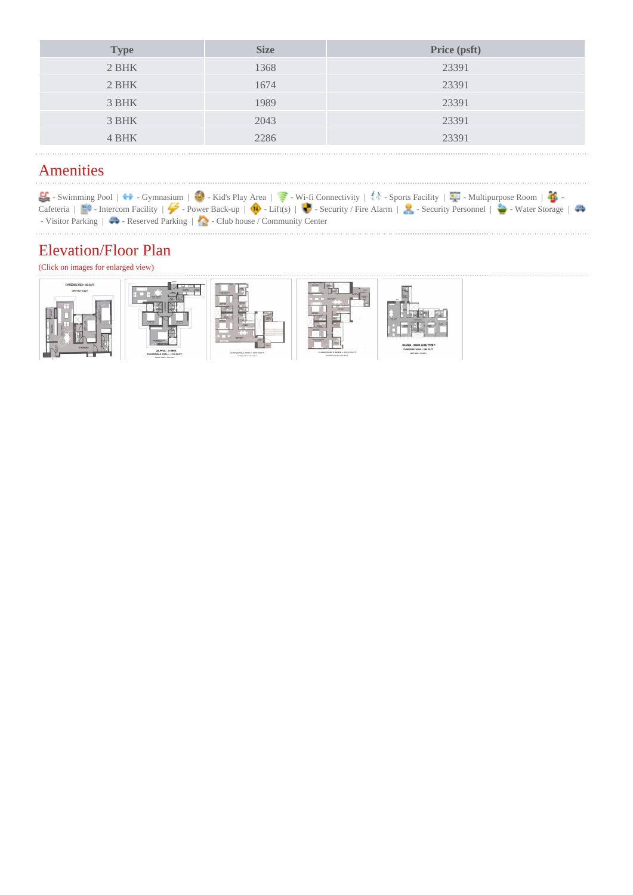| Type | Size | Price (psft) |
|---|---|---|
| 2 BHK | 1368 | 23391 |
| 2 BHK | 1674 | 23391 |
| 3 BHK | 1989 | 23391 |
| 3 BHK | 2043 | 23391 |
| 4 BHK | 2286 | 23391 |

## Amenities

- Swimming Pool | - Gymnasium | - Kid's Play Area | - Wi-fi Connectivity | - Sports Facility | - Multipurpose Room | - Cafeteria | - Intercom Facility | - Power Back-up | - Lift(s) | - Security / Fire Alarm | - Security Personnel | - Water Storage | - Visitor Parking | - Reserved Parking | - Club house / Community Center

## Elevation/Floor Plan

(Click on images for enlarged view)